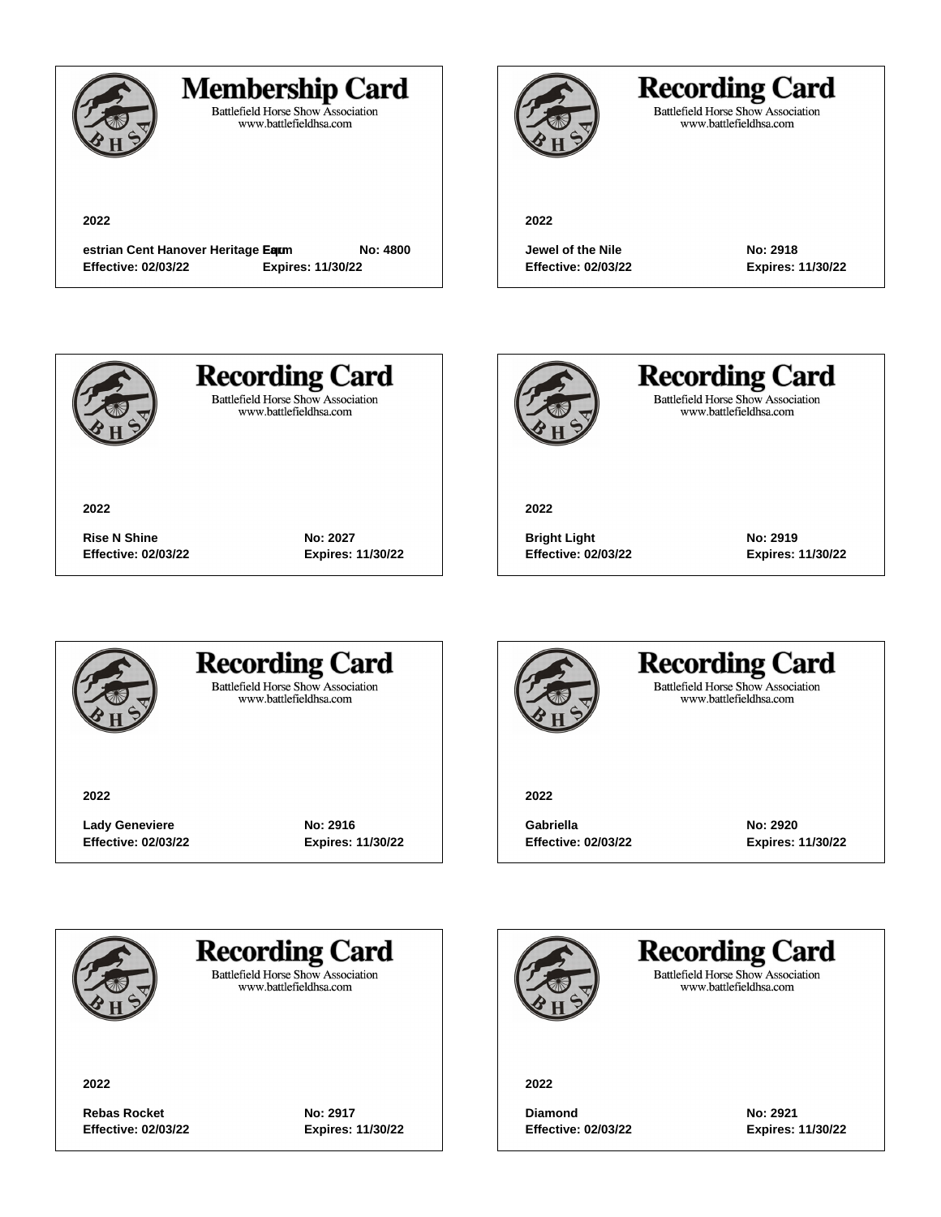## Membership Card

Battlefield Horse Show Association
www.battlefieldhsa.com

**2022**

**estrian Cent Hanover Heritage Equm** **No: 4800**
**Effective: 02/03/22** **Expires: 11/30/22**

---

## Recording Card

Battlefield Horse Show Association
www.battlefieldhsa.com

**2022**

**Jewel of the Nile** **No: 2918**
**Effective: 02/03/22** **Expires: 11/30/22**

---

## Recording Card

Battlefield Horse Show Association
www.battlefieldhsa.com

**2022**

**Rise N Shine** **No: 2027**
**Effective: 02/03/22** **Expires: 11/30/22**

---

## Recording Card

Battlefield Horse Show Association
www.battlefieldhsa.com

**2022**

**Bright Light** **No: 2919**
**Effective: 02/03/22** **Expires: 11/30/22**

---

## Recording Card

Battlefield Horse Show Association
www.battlefieldhsa.com

**2022**

**Lady Geneviere** **No: 2916**
**Effective: 02/03/22** **Expires: 11/30/22**

---

## Recording Card

Battlefield Horse Show Association
www.battlefieldhsa.com

**2022**

**Gabriella** **No: 2920**
**Effective: 02/03/22** **Expires: 11/30/22**

---

## Recording Card

Battlefield Horse Show Association
www.battlefieldhsa.com

**2022**

**Rebas Rocket** **No: 2917**
**Effective: 02/03/22** **Expires: 11/30/22**

---

## Recording Card

Battlefield Horse Show Association
www.battlefieldhsa.com

**2022**

**Diamond** **No: 2921**
**Effective: 02/03/22** **Expires: 11/30/22**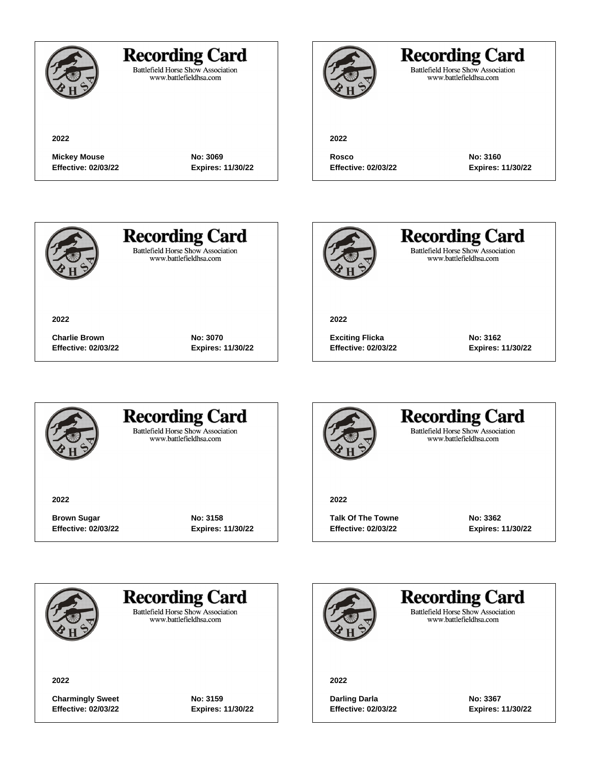## Recording Card

Battlefield Horse Show Association
www.battlefieldhsa.com

**2022**

**Mickey Mouse** **No: 3069**
**Effective: 02/03/22** **Expires: 11/30/22**

## Recording Card

Battlefield Horse Show Association
www.battlefieldhsa.com

**2022**

**Rosco** **No: 3160**
**Effective: 02/03/22** **Expires: 11/30/22**

## Recording Card

Battlefield Horse Show Association
www.battlefieldhsa.com

**2022**

**Charlie Brown** **No: 3070**
**Effective: 02/03/22** **Expires: 11/30/22**

## Recording Card

Battlefield Horse Show Association
www.battlefieldhsa.com

**2022**

**Exciting Flicka** **No: 3162**
**Effective: 02/03/22** **Expires: 11/30/22**

## Recording Card

Battlefield Horse Show Association
www.battlefieldhsa.com

**2022**

**Brown Sugar** **No: 3158**
**Effective: 02/03/22** **Expires: 11/30/22**

## Recording Card

Battlefield Horse Show Association
www.battlefieldhsa.com

**2022**

**Talk Of The Towne** **No: 3362**
**Effective: 02/03/22** **Expires: 11/30/22**

## Recording Card

Battlefield Horse Show Association
www.battlefieldhsa.com

**2022**

**Charmingly Sweet** **No: 3159**
**Effective: 02/03/22** **Expires: 11/30/22**

## Recording Card

Battlefield Horse Show Association
www.battlefieldhsa.com

**2022**

**Darling Darla** **No: 3367**
**Effective: 02/03/22** **Expires: 11/30/22**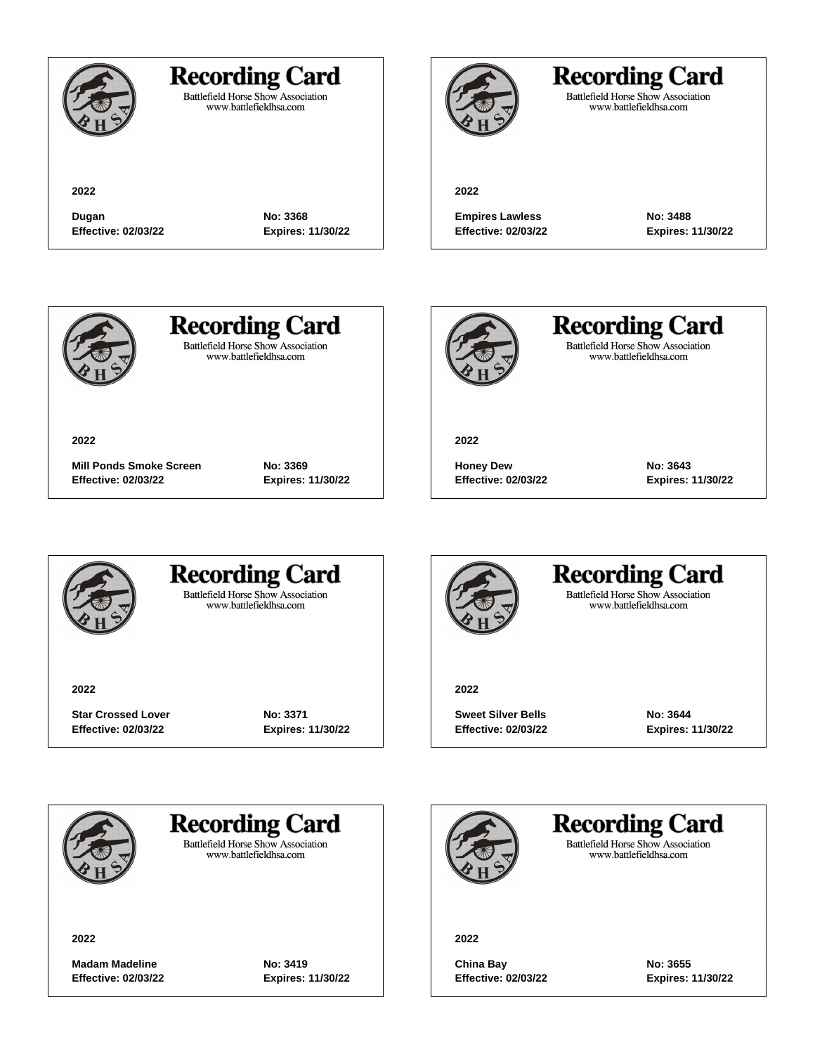## Recording Card

Battlefield Horse Show Association
www.battlefieldhsa.com

**2022**

**Dugan** | **No: 3368**
**Effective: 02/03/22** | **Expires: 11/30/22**

---

## Recording Card

Battlefield Horse Show Association
www.battlefieldhsa.com

**2022**

**Empires Lawless** | **No: 3488**
**Effective: 02/03/22** | **Expires: 11/30/22**

---

## Recording Card

Battlefield Horse Show Association
www.battlefieldhsa.com

**2022**

**Mill Ponds Smoke Screen** | **No: 3369**
**Effective: 02/03/22** | **Expires: 11/30/22**

---

## Recording Card

Battlefield Horse Show Association
www.battlefieldhsa.com

**2022**

**Honey Dew** | **No: 3643**
**Effective: 02/03/22** | **Expires: 11/30/22**

---

## Recording Card

Battlefield Horse Show Association
www.battlefieldhsa.com

**2022**

**Star Crossed Lover** | **No: 3371**
**Effective: 02/03/22** | **Expires: 11/30/22**

---

## Recording Card

Battlefield Horse Show Association
www.battlefieldhsa.com

**2022**

**Sweet Silver Bells** | **No: 3644**
**Effective: 02/03/22** | **Expires: 11/30/22**

---

## Recording Card

Battlefield Horse Show Association
www.battlefieldhsa.com

**2022**

**Madam Madeline** | **No: 3419**
**Effective: 02/03/22** | **Expires: 11/30/22**

---

## Recording Card

Battlefield Horse Show Association
www.battlefieldhsa.com

**2022**

**China Bay** | **No: 3655**
**Effective: 02/03/22** | **Expires: 11/30/22**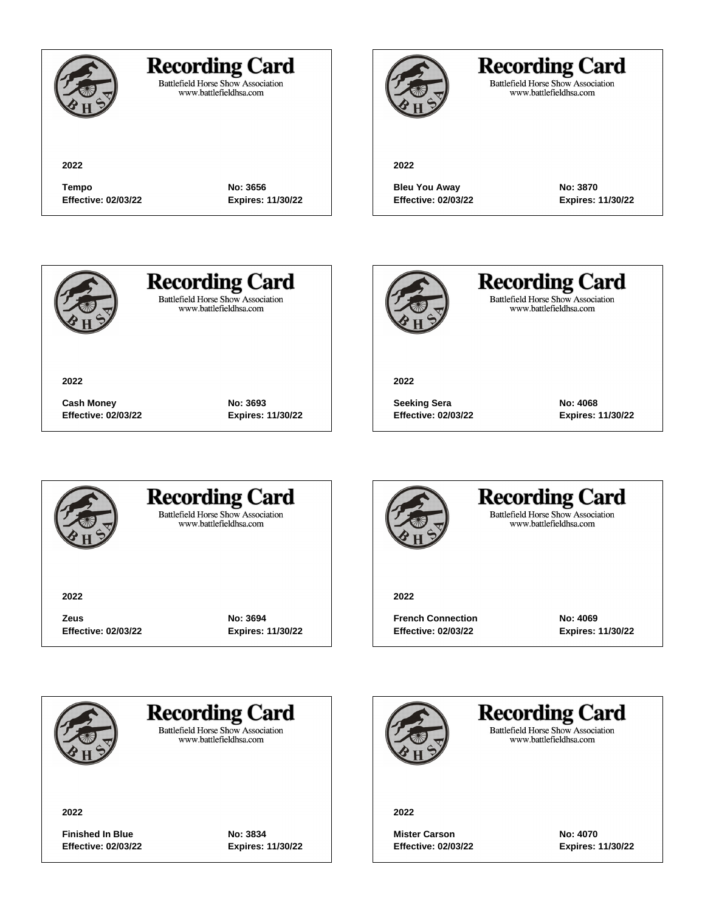## Recording Card

Battlefield Horse Show Association
www.battlefieldhsa.com

**2022**

**Tempo** **No: 3656**
**Effective: 02/03/22** **Expires: 11/30/22**

## Recording Card

Battlefield Horse Show Association
www.battlefieldhsa.com

**2022**

**Bleu You Away** **No: 3870**
**Effective: 02/03/22** **Expires: 11/30/22**

## Recording Card

Battlefield Horse Show Association
www.battlefieldhsa.com

**2022**

**Cash Money** **No: 3693**
**Effective: 02/03/22** **Expires: 11/30/22**

## Recording Card

Battlefield Horse Show Association
www.battlefieldhsa.com

**2022**

**Seeking Sera** **No: 4068**
**Effective: 02/03/22** **Expires: 11/30/22**

## Recording Card

Battlefield Horse Show Association
www.battlefieldhsa.com

**2022**

**Zeus** **No: 3694**
**Effective: 02/03/22** **Expires: 11/30/22**

## Recording Card

Battlefield Horse Show Association
www.battlefieldhsa.com

**2022**

**French Connection** **No: 4069**
**Effective: 02/03/22** **Expires: 11/30/22**

## Recording Card

Battlefield Horse Show Association
www.battlefieldhsa.com

**2022**

**Finished In Blue** **No: 3834**
**Effective: 02/03/22** **Expires: 11/30/22**

## Recording Card

Battlefield Horse Show Association
www.battlefieldhsa.com

**2022**

**Mister Carson** **No: 4070**
**Effective: 02/03/22** **Expires: 11/30/22**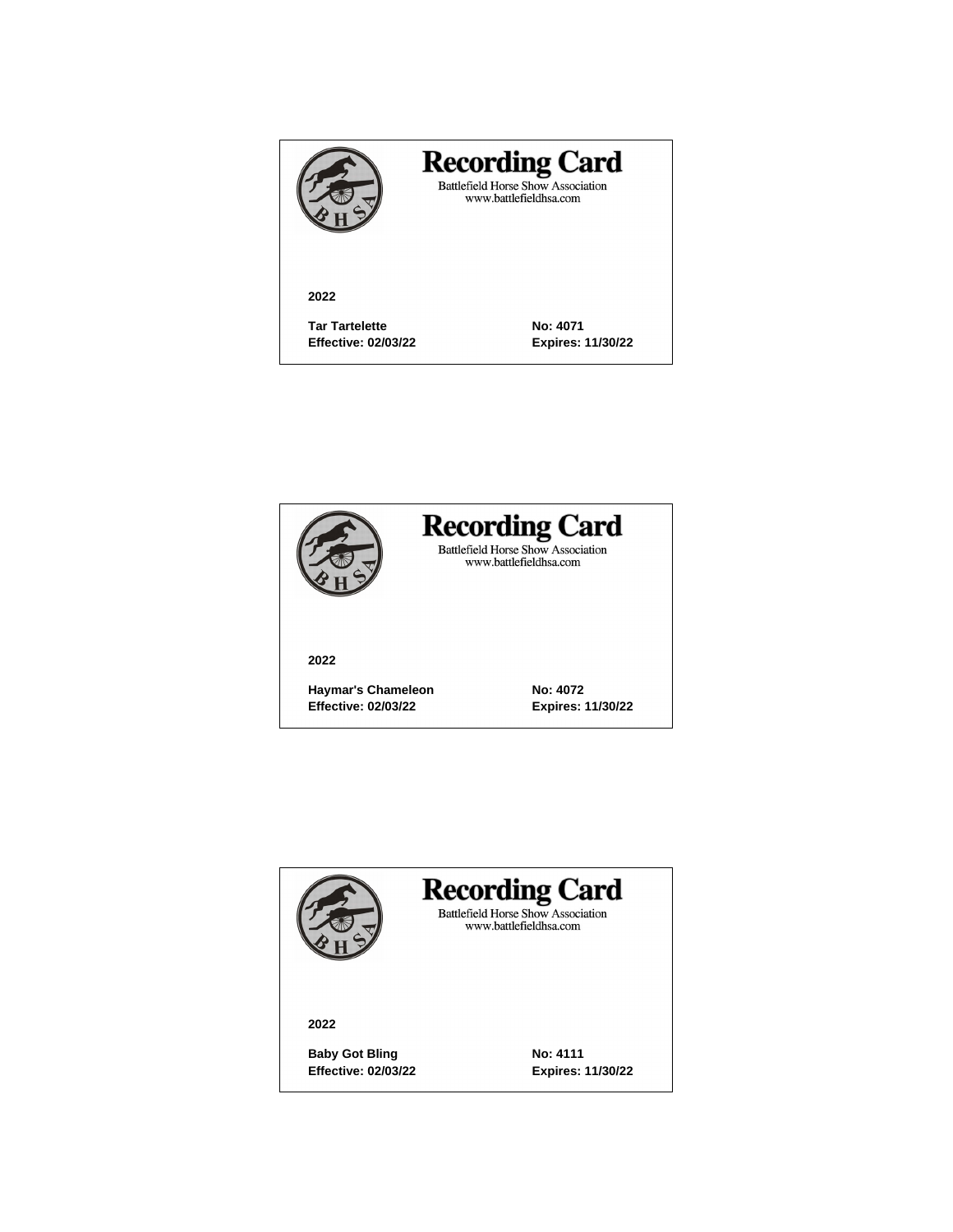# Recording Card

Battlefield Horse Show Association
www.battlefieldhsa.com

**2022**

**Tar Tartelette** **No: 4071**
**Effective: 02/03/22** **Expires: 11/30/22**

---

# Recording Card

Battlefield Horse Show Association
www.battlefieldhsa.com

**2022**

**Haymar's Chameleon** **No: 4072**
**Effective: 02/03/22** **Expires: 11/30/22**

---

# Recording Card

Battlefield Horse Show Association
www.battlefieldhsa.com

**2022**

**Baby Got Bling** **No: 4111**
**Effective: 02/03/22** **Expires: 11/30/22**